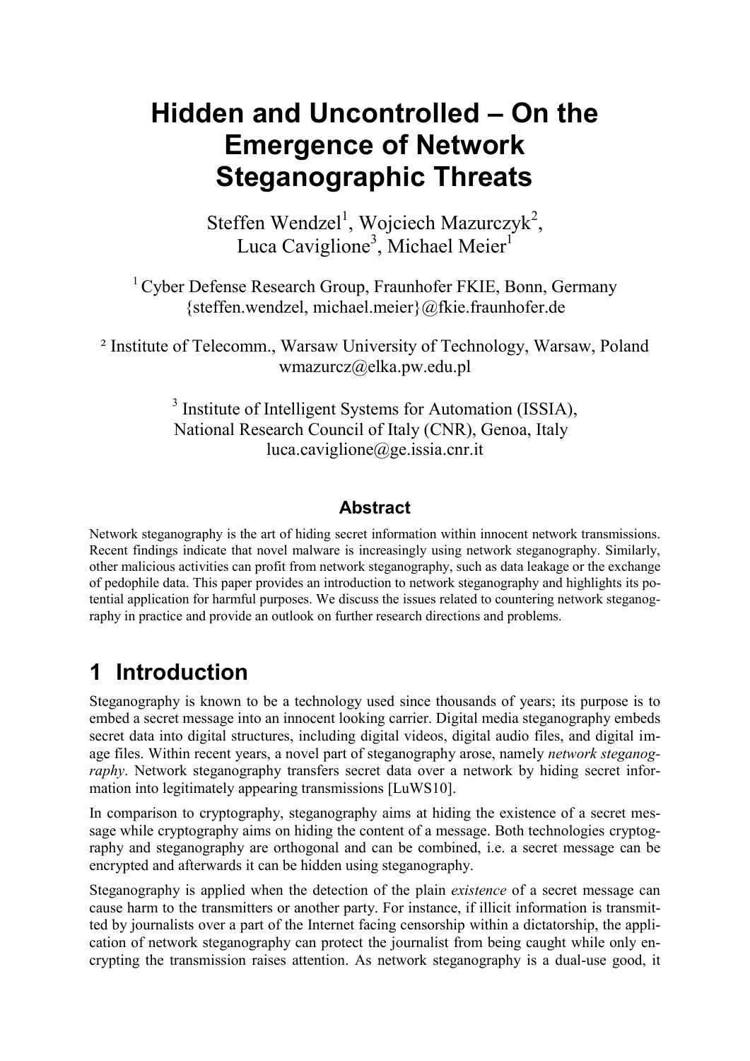# Hidden and Uncontrolled – On the Emergence of Network Steganographic Threats

Steffen Wendzel[1], Wojciech Mazurczyk[2], Luca Caviglione[3], Michael Meier[1]

[1] Cyber Defense Research Group, Fraunhofer FKIE, Bonn, Germany
{steffen.wendzel, michael.meier}@fkie.fraunhofer.de

[2] Institute of Telecomm., Warsaw University of Technology, Warsaw, Poland
wmazurcz@elka.pw.edu.pl

[3] Institute of Intelligent Systems for Automation (ISSIA), National Research Council of Italy (CNR), Genoa, Italy
luca.caviglione@ge.issia.cnr.it

### Abstract

Network steganography is the art of hiding secret information within innocent network transmissions. Recent findings indicate that novel malware is increasingly using network steganography. Similarly, other malicious activities can profit from network steganography, such as data leakage or the exchange of pedophile data. This paper provides an introduction to network steganography and highlights its potential application for harmful purposes. We discuss the issues related to countering network steganography in practice and provide an outlook on further research directions and problems.

## 1 Introduction

Steganography is known to be a technology used since thousands of years; its purpose is to embed a secret message into an innocent looking carrier. Digital media steganography embeds secret data into digital structures, including digital videos, digital audio files, and digital image files. Within recent years, a novel part of steganography arose, namely *network steganography*. Network steganography transfers secret data over a network by hiding secret information into legitimately appearing transmissions [LuWS10].

In comparison to cryptography, steganography aims at hiding the existence of a secret message while cryptography aims on hiding the content of a message. Both technologies cryptography and steganography are orthogonal and can be combined, i.e. a secret message can be encrypted and afterwards it can be hidden using steganography.

Steganography is applied when the detection of the plain *existence* of a secret message can cause harm to the transmitters or another party. For instance, if illicit information is transmitted by journalists over a part of the Internet facing censorship within a dictatorship, the application of network steganography can protect the journalist from being caught while only encrypting the transmission raises attention. As network steganography is a dual-use good, it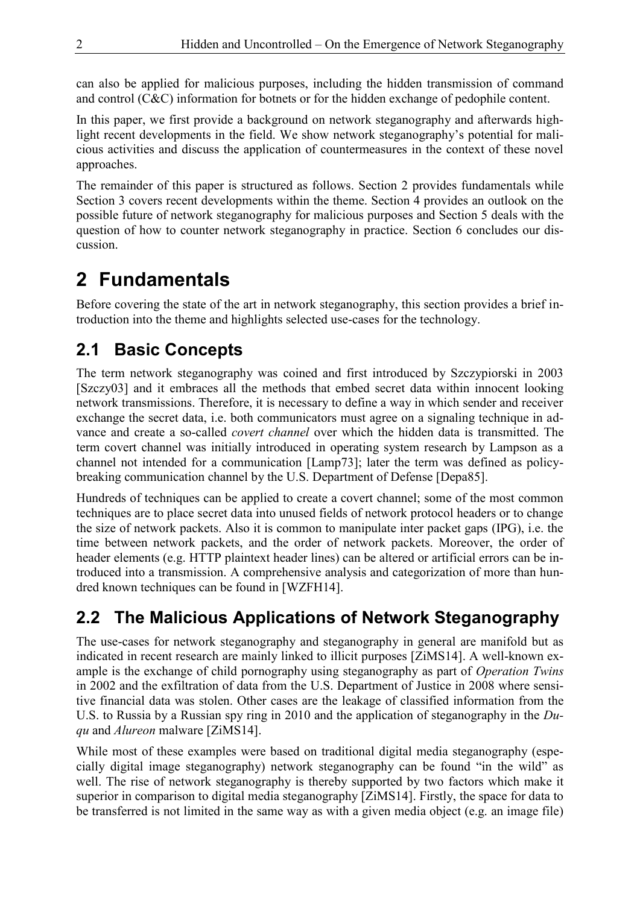can also be applied for malicious purposes, including the hidden transmission of command and control (C&C) information for botnets or for the hidden exchange of pedophile content.

In this paper, we first provide a background on network steganography and afterwards highlight recent developments in the field. We show network steganography's potential for malicious activities and discuss the application of countermeasures in the context of these novel approaches.

The remainder of this paper is structured as follows. Section 2 provides fundamentals while Section 3 covers recent developments within the theme. Section 4 provides an outlook on the possible future of network steganography for malicious purposes and Section 5 deals with the question of how to counter network steganography in practice. Section 6 concludes our discussion.

# 2 Fundamentals

Before covering the state of the art in network steganography, this section provides a brief introduction into the theme and highlights selected use-cases for the technology.

## 2.1 Basic Concepts

The term network steganography was coined and first introduced by Szczypiorski in 2003 [Szczy03] and it embraces all the methods that embed secret data within innocent looking network transmissions. Therefore, it is necessary to define a way in which sender and receiver exchange the secret data, i.e. both communicators must agree on a signaling technique in advance and create a so-called *covert channel* over which the hidden data is transmitted. The term covert channel was initially introduced in operating system research by Lampson as a channel not intended for a communication [Lamp73]; later the term was defined as policy-breaking communication channel by the U.S. Department of Defense [Depa85].

Hundreds of techniques can be applied to create a covert channel; some of the most common techniques are to place secret data into unused fields of network protocol headers or to change the size of network packets. Also it is common to manipulate inter packet gaps (IPG), i.e. the time between network packets, and the order of network packets. Moreover, the order of header elements (e.g. HTTP plaintext header lines) can be altered or artificial errors can be introduced into a transmission. A comprehensive analysis and categorization of more than hundred known techniques can be found in [WZFH14].

## 2.2 The Malicious Applications of Network Steganography

The use-cases for network steganography and steganography in general are manifold but as indicated in recent research are mainly linked to illicit purposes [ZiMS14]. A well-known example is the exchange of child pornography using steganography as part of *Operation Twins* in 2002 and the exfiltration of data from the U.S. Department of Justice in 2008 where sensitive financial data was stolen. Other cases are the leakage of classified information from the U.S. to Russia by a Russian spy ring in 2010 and the application of steganography in the *Duqu* and *Alureon* malware [ZiMS14].

While most of these examples were based on traditional digital media steganography (especially digital image steganography) network steganography can be found "in the wild" as well. The rise of network steganography is thereby supported by two factors which make it superior in comparison to digital media steganography [ZiMS14]. Firstly, the space for data to be transferred is not limited in the same way as with a given media object (e.g. an image file)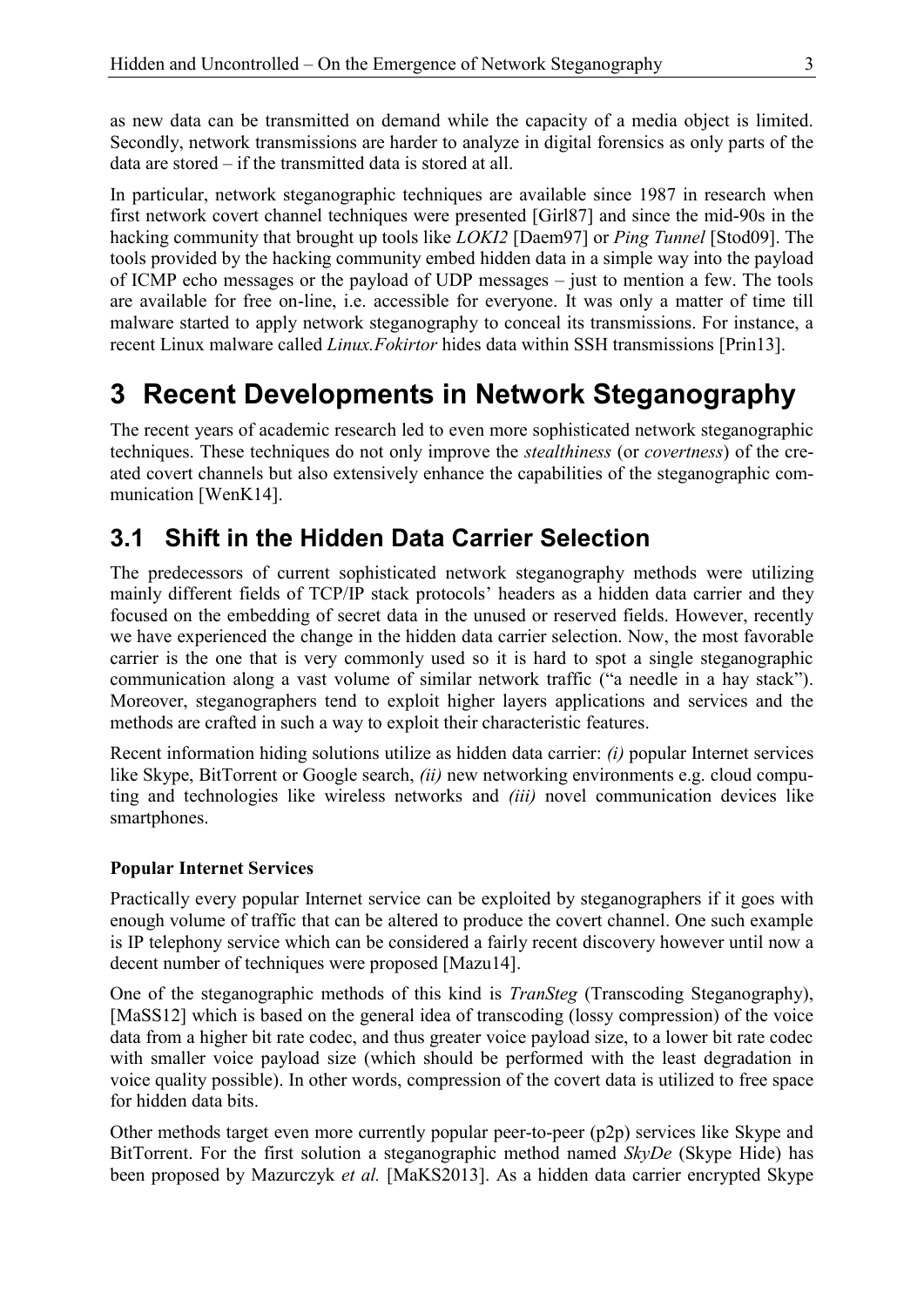as new data can be transmitted on demand while the capacity of a media object is limited. Secondly, network transmissions are harder to analyze in digital forensics as only parts of the data are stored – if the transmitted data is stored at all.

In particular, network steganographic techniques are available since 1987 in research when first network covert channel techniques were presented [Girl87] and since the mid-90s in the hacking community that brought up tools like *LOKI2* [Daem97] or *Ping Tunnel* [Stod09]. The tools provided by the hacking community embed hidden data in a simple way into the payload of ICMP echo messages or the payload of UDP messages – just to mention a few. The tools are available for free on-line, i.e. accessible for everyone. It was only a matter of time till malware started to apply network steganography to conceal its transmissions. For instance, a recent Linux malware called *Linux.Fokirtor* hides data within SSH transmissions [Prin13].

# 3 Recent Developments in Network Steganography

The recent years of academic research led to even more sophisticated network steganographic techniques. These techniques do not only improve the *stealthiness* (or *covertness*) of the created covert channels but also extensively enhance the capabilities of the steganographic communication [WenK14].

## 3.1 Shift in the Hidden Data Carrier Selection

The predecessors of current sophisticated network steganography methods were utilizing mainly different fields of TCP/IP stack protocols' headers as a hidden data carrier and they focused on the embedding of secret data in the unused or reserved fields. However, recently we have experienced the change in the hidden data carrier selection. Now, the most favorable carrier is the one that is very commonly used so it is hard to spot a single steganographic communication along a vast volume of similar network traffic ("a needle in a hay stack"). Moreover, steganographers tend to exploit higher layers applications and services and the methods are crafted in such a way to exploit their characteristic features.

Recent information hiding solutions utilize as hidden data carrier: *(i)* popular Internet services like Skype, BitTorrent or Google search, *(ii)* new networking environments e.g. cloud computing and technologies like wireless networks and *(iii)* novel communication devices like smartphones.

**Popular Internet Services**

Practically every popular Internet service can be exploited by steganographers if it goes with enough volume of traffic that can be altered to produce the covert channel. One such example is IP telephony service which can be considered a fairly recent discovery however until now a decent number of techniques were proposed [Mazu14].

One of the steganographic methods of this kind is *TranSteg* (Transcoding Steganography), [MaSS12] which is based on the general idea of transcoding (lossy compression) of the voice data from a higher bit rate codec, and thus greater voice payload size, to a lower bit rate codec with smaller voice payload size (which should be performed with the least degradation in voice quality possible). In other words, compression of the covert data is utilized to free space for hidden data bits.

Other methods target even more currently popular peer-to-peer (p2p) services like Skype and BitTorrent. For the first solution a steganographic method named *SkyDe* (Skype Hide) has been proposed by Mazurczyk *et al.* [MaKS2013]. As a hidden data carrier encrypted Skype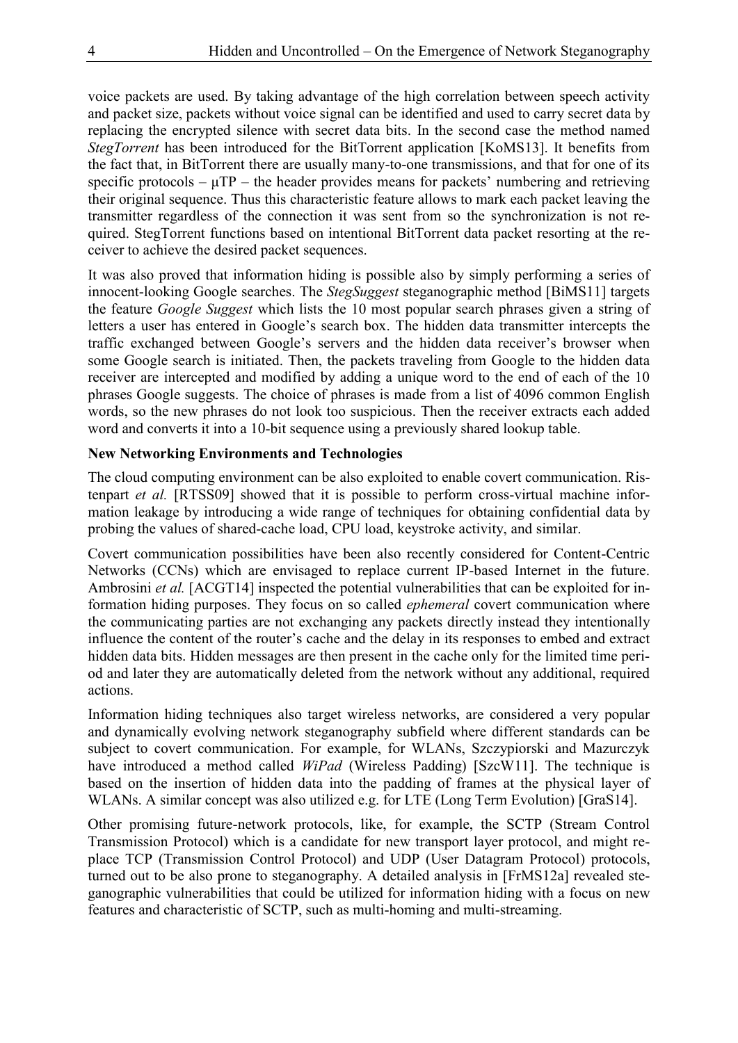voice packets are used. By taking advantage of the high correlation between speech activity and packet size, packets without voice signal can be identified and used to carry secret data by replacing the encrypted silence with secret data bits. In the second case the method named *StegTorrent* has been introduced for the BitTorrent application [KoMS13]. It benefits from the fact that, in BitTorrent there are usually many-to-one transmissions, and that for one of its specific protocols – µTP – the header provides means for packets' numbering and retrieving their original sequence. Thus this characteristic feature allows to mark each packet leaving the transmitter regardless of the connection it was sent from so the synchronization is not required. StegTorrent functions based on intentional BitTorrent data packet resorting at the receiver to achieve the desired packet sequences.

It was also proved that information hiding is possible also by simply performing a series of innocent-looking Google searches. The *StegSuggest* steganographic method [BiMS11] targets the feature *Google Suggest* which lists the 10 most popular search phrases given a string of letters a user has entered in Google's search box. The hidden data transmitter intercepts the traffic exchanged between Google's servers and the hidden data receiver's browser when some Google search is initiated. Then, the packets traveling from Google to the hidden data receiver are intercepted and modified by adding a unique word to the end of each of the 10 phrases Google suggests. The choice of phrases is made from a list of 4096 common English words, so the new phrases do not look too suspicious. Then the receiver extracts each added word and converts it into a 10-bit sequence using a previously shared lookup table.

**New Networking Environments and Technologies**

The cloud computing environment can be also exploited to enable covert communication. Ristenpart *et al.* [RTSS09] showed that it is possible to perform cross-virtual machine information leakage by introducing a wide range of techniques for obtaining confidential data by probing the values of shared-cache load, CPU load, keystroke activity, and similar.

Covert communication possibilities have been also recently considered for Content-Centric Networks (CCNs) which are envisaged to replace current IP-based Internet in the future. Ambrosini *et al.* [ACGT14] inspected the potential vulnerabilities that can be exploited for information hiding purposes. They focus on so called *ephemeral* covert communication where the communicating parties are not exchanging any packets directly instead they intentionally influence the content of the router's cache and the delay in its responses to embed and extract hidden data bits. Hidden messages are then present in the cache only for the limited time period and later they are automatically deleted from the network without any additional, required actions.

Information hiding techniques also target wireless networks, are considered a very popular and dynamically evolving network steganography subfield where different standards can be subject to covert communication. For example, for WLANs, Szczypiorski and Mazurczyk have introduced a method called *WiPad* (Wireless Padding) [SzcW11]. The technique is based on the insertion of hidden data into the padding of frames at the physical layer of WLANs. A similar concept was also utilized e.g. for LTE (Long Term Evolution) [GraS14].

Other promising future-network protocols, like, for example, the SCTP (Stream Control Transmission Protocol) which is a candidate for new transport layer protocol, and might replace TCP (Transmission Control Protocol) and UDP (User Datagram Protocol) protocols, turned out to be also prone to steganography. A detailed analysis in [FrMS12a] revealed steganographic vulnerabilities that could be utilized for information hiding with a focus on new features and characteristic of SCTP, such as multi-homing and multi-streaming.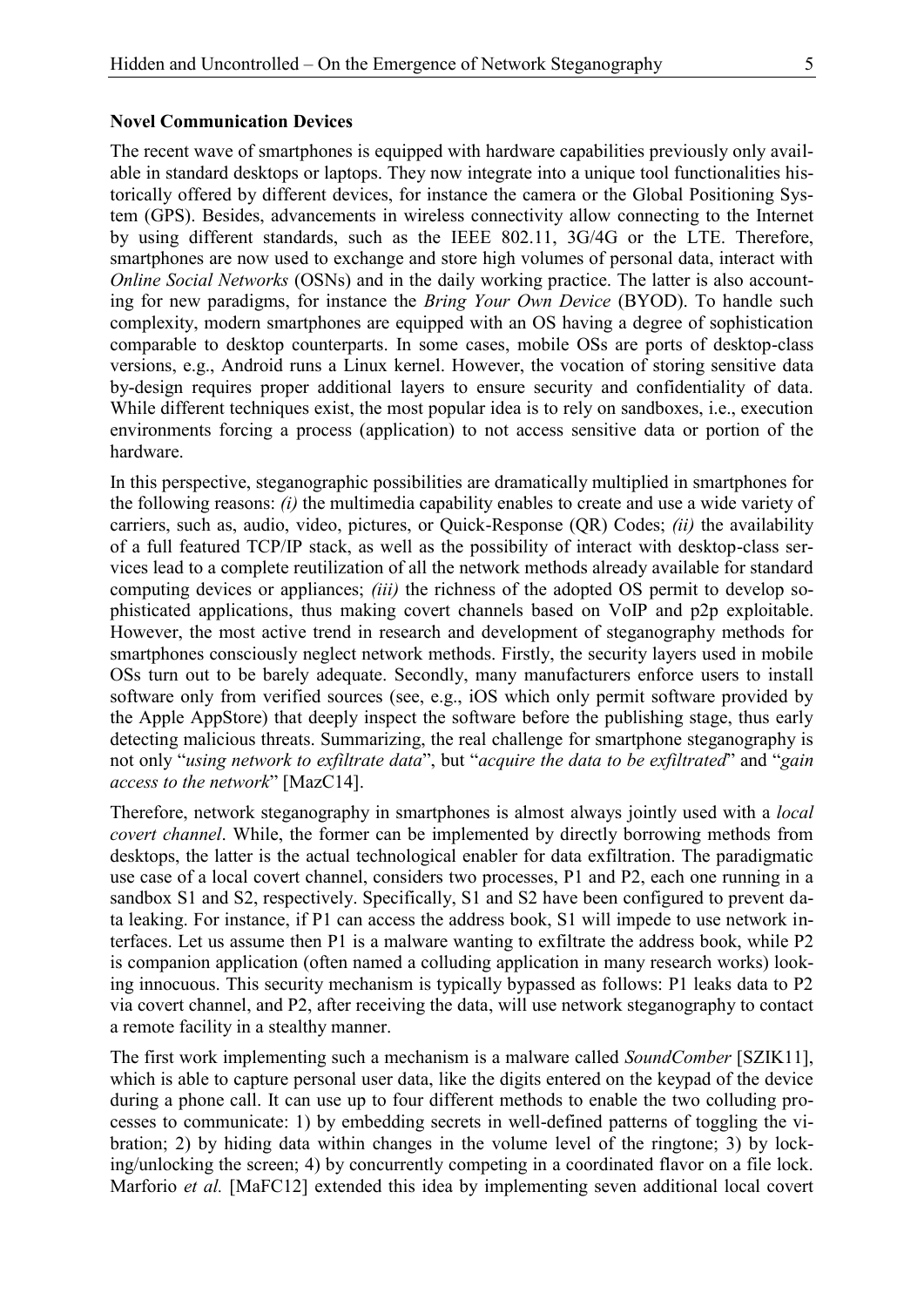**Novel Communication Devices**

The recent wave of smartphones is equipped with hardware capabilities previously only available in standard desktops or laptops. They now integrate into a unique tool functionalities historically offered by different devices, for instance the camera or the Global Positioning System (GPS). Besides, advancements in wireless connectivity allow connecting to the Internet by using different standards, such as the IEEE 802.11, 3G/4G or the LTE. Therefore, smartphones are now used to exchange and store high volumes of personal data, interact with *Online Social Networks* (OSNs) and in the daily working practice. The latter is also accounting for new paradigms, for instance the *Bring Your Own Device* (BYOD). To handle such complexity, modern smartphones are equipped with an OS having a degree of sophistication comparable to desktop counterparts. In some cases, mobile OSs are ports of desktop-class versions, e.g., Android runs a Linux kernel. However, the vocation of storing sensitive data by-design requires proper additional layers to ensure security and confidentiality of data. While different techniques exist, the most popular idea is to rely on sandboxes, i.e., execution environments forcing a process (application) to not access sensitive data or portion of the hardware.

In this perspective, steganographic possibilities are dramatically multiplied in smartphones for the following reasons: *(i)* the multimedia capability enables to create and use a wide variety of carriers, such as, audio, video, pictures, or Quick-Response (QR) Codes; *(ii)* the availability of a full featured TCP/IP stack, as well as the possibility of interact with desktop-class services lead to a complete reutilization of all the network methods already available for standard computing devices or appliances; *(iii)* the richness of the adopted OS permit to develop sophisticated applications, thus making covert channels based on VoIP and p2p exploitable. However, the most active trend in research and development of steganography methods for smartphones consciously neglect network methods. Firstly, the security layers used in mobile OSs turn out to be barely adequate. Secondly, many manufacturers enforce users to install software only from verified sources (see, e.g., iOS which only permit software provided by the Apple AppStore) that deeply inspect the software before the publishing stage, thus early detecting malicious threats. Summarizing, the real challenge for smartphone steganography is not only "*using network to exfiltrate data*", but "*acquire the data to be exfiltrated*" and "*gain access to the network*" [MazC14].

Therefore, network steganography in smartphones is almost always jointly used with a *local covert channel*. While, the former can be implemented by directly borrowing methods from desktops, the latter is the actual technological enabler for data exfiltration. The paradigmatic use case of a local covert channel, considers two processes, P1 and P2, each one running in a sandbox S1 and S2, respectively. Specifically, S1 and S2 have been configured to prevent data leaking. For instance, if P1 can access the address book, S1 will impede to use network interfaces. Let us assume then P1 is a malware wanting to exfiltrate the address book, while P2 is companion application (often named a colluding application in many research works) looking innocuous. This security mechanism is typically bypassed as follows: P1 leaks data to P2 via covert channel, and P2, after receiving the data, will use network steganography to contact a remote facility in a stealthy manner.

The first work implementing such a mechanism is a malware called *SoundComber* [SZIK11], which is able to capture personal user data, like the digits entered on the keypad of the device during a phone call. It can use up to four different methods to enable the two colluding processes to communicate: 1) by embedding secrets in well-defined patterns of toggling the vibration; 2) by hiding data within changes in the volume level of the ringtone; 3) by locking/unlocking the screen; 4) by concurrently competing in a coordinated flavor on a file lock. Marforio *et al.* [MaFC12] extended this idea by implementing seven additional local covert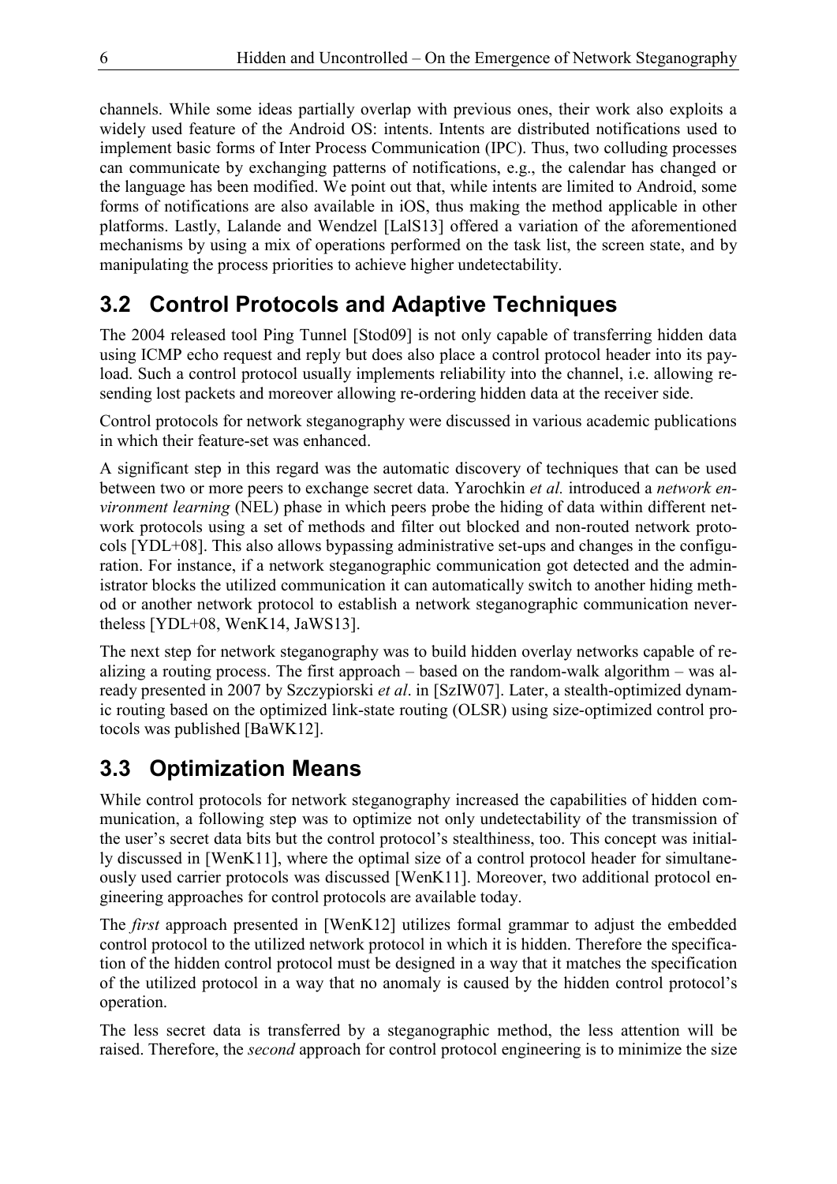channels. While some ideas partially overlap with previous ones, their work also exploits a widely used feature of the Android OS: intents. Intents are distributed notifications used to implement basic forms of Inter Process Communication (IPC). Thus, two colluding processes can communicate by exchanging patterns of notifications, e.g., the calendar has changed or the language has been modified. We point out that, while intents are limited to Android, some forms of notifications are also available in iOS, thus making the method applicable in other platforms. Lastly, Lalande and Wendzel [LalS13] offered a variation of the aforementioned mechanisms by using a mix of operations performed on the task list, the screen state, and by manipulating the process priorities to achieve higher undetectability.

## 3.2 Control Protocols and Adaptive Techniques

The 2004 released tool Ping Tunnel [Stod09] is not only capable of transferring hidden data using ICMP echo request and reply but does also place a control protocol header into its payload. Such a control protocol usually implements reliability into the channel, i.e. allowing resending lost packets and moreover allowing re-ordering hidden data at the receiver side.

Control protocols for network steganography were discussed in various academic publications in which their feature-set was enhanced.

A significant step in this regard was the automatic discovery of techniques that can be used between two or more peers to exchange secret data. Yarochkin *et al.* introduced a *network environment learning* (NEL) phase in which peers probe the hiding of data within different network protocols using a set of methods and filter out blocked and non-routed network protocols [YDL+08]. This also allows bypassing administrative set-ups and changes in the configuration. For instance, if a network steganographic communication got detected and the administrator blocks the utilized communication it can automatically switch to another hiding method or another network protocol to establish a network steganographic communication nevertheless [YDL+08, WenK14, JaWS13].

The next step for network steganography was to build hidden overlay networks capable of realizing a routing process. The first approach – based on the random-walk algorithm – was already presented in 2007 by Szczypiorski *et al*. in [SzIW07]. Later, a stealth-optimized dynamic routing based on the optimized link-state routing (OLSR) using size-optimized control protocols was published [BaWK12].

## 3.3 Optimization Means

While control protocols for network steganography increased the capabilities of hidden communication, a following step was to optimize not only undetectability of the transmission of the user's secret data bits but the control protocol's stealthiness, too. This concept was initially discussed in [WenK11], where the optimal size of a control protocol header for simultaneously used carrier protocols was discussed [WenK11]. Moreover, two additional protocol engineering approaches for control protocols are available today.

The *first* approach presented in [WenK12] utilizes formal grammar to adjust the embedded control protocol to the utilized network protocol in which it is hidden. Therefore the specification of the hidden control protocol must be designed in a way that it matches the specification of the utilized protocol in a way that no anomaly is caused by the hidden control protocol's operation.

The less secret data is transferred by a steganographic method, the less attention will be raised. Therefore, the *second* approach for control protocol engineering is to minimize the size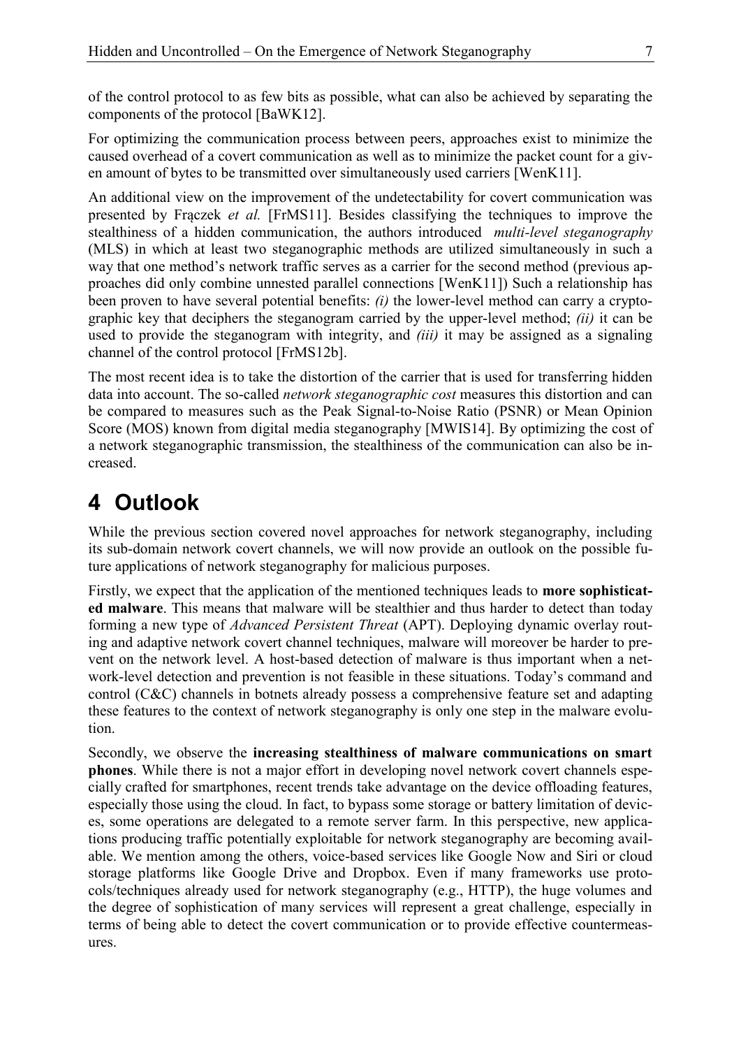of the control protocol to as few bits as possible, what can also be achieved by separating the components of the protocol [BaWK12].

For optimizing the communication process between peers, approaches exist to minimize the caused overhead of a covert communication as well as to minimize the packet count for a given amount of bytes to be transmitted over simultaneously used carriers [WenK11].

An additional view on the improvement of the undetectability for covert communication was presented by Frączek *et al.* [FrMS11]. Besides classifying the techniques to improve the stealthiness of a hidden communication, the authors introduced *multi-level steganography* (MLS) in which at least two steganographic methods are utilized simultaneously in such a way that one method's network traffic serves as a carrier for the second method (previous approaches did only combine unnested parallel connections [WenK11]) Such a relationship has been proven to have several potential benefits: *(i)* the lower-level method can carry a cryptographic key that deciphers the steganogram carried by the upper-level method; *(ii)* it can be used to provide the steganogram with integrity, and *(iii)* it may be assigned as a signaling channel of the control protocol [FrMS12b].

The most recent idea is to take the distortion of the carrier that is used for transferring hidden data into account. The so-called *network steganographic cost* measures this distortion and can be compared to measures such as the Peak Signal-to-Noise Ratio (PSNR) or Mean Opinion Score (MOS) known from digital media steganography [MWIS14]. By optimizing the cost of a network steganographic transmission, the stealthiness of the communication can also be increased.

# 4 Outlook

While the previous section covered novel approaches for network steganography, including its sub-domain network covert channels, we will now provide an outlook on the possible future applications of network steganography for malicious purposes.

Firstly, we expect that the application of the mentioned techniques leads to **more sophisticated malware**. This means that malware will be stealthier and thus harder to detect than today forming a new type of *Advanced Persistent Threat* (APT). Deploying dynamic overlay routing and adaptive network covert channel techniques, malware will moreover be harder to prevent on the network level. A host-based detection of malware is thus important when a network-level detection and prevention is not feasible in these situations. Today's command and control (C&C) channels in botnets already possess a comprehensive feature set and adapting these features to the context of network steganography is only one step in the malware evolution.

Secondly, we observe the **increasing stealthiness of malware communications on smart phones**. While there is not a major effort in developing novel network covert channels especially crafted for smartphones, recent trends take advantage on the device offloading features, especially those using the cloud. In fact, to bypass some storage or battery limitation of devices, some operations are delegated to a remote server farm. In this perspective, new applications producing traffic potentially exploitable for network steganography are becoming available. We mention among the others, voice-based services like Google Now and Siri or cloud storage platforms like Google Drive and Dropbox. Even if many frameworks use protocols/techniques already used for network steganography (e.g., HTTP), the huge volumes and the degree of sophistication of many services will represent a great challenge, especially in terms of being able to detect the covert communication or to provide effective countermeasures.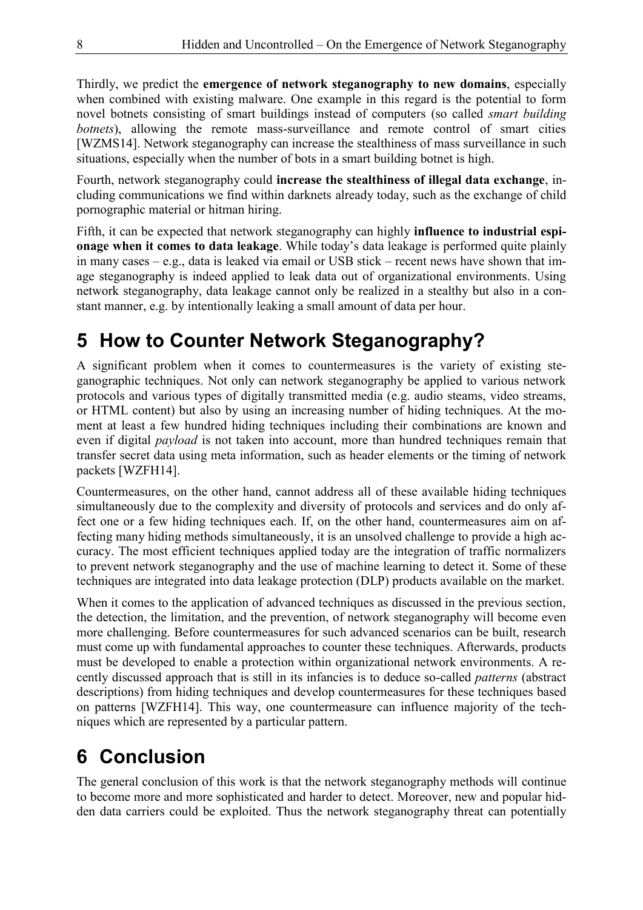Thirdly, we predict the **emergence of network steganography to new domains**, especially when combined with existing malware. One example in this regard is the potential to form novel botnets consisting of smart buildings instead of computers (so called *smart building botnets*), allowing the remote mass-surveillance and remote control of smart cities [WZMS14]. Network steganography can increase the stealthiness of mass surveillance in such situations, especially when the number of bots in a smart building botnet is high.

Fourth, network steganography could **increase the stealthiness of illegal data exchange**, including communications we find within darknets already today, such as the exchange of child pornographic material or hitman hiring.

Fifth, it can be expected that network steganography can highly **influence to industrial espionage when it comes to data leakage**. While today's data leakage is performed quite plainly in many cases – e.g., data is leaked via email or USB stick – recent news have shown that image steganography is indeed applied to leak data out of organizational environments. Using network steganography, data leakage cannot only be realized in a stealthy but also in a constant manner, e.g. by intentionally leaking a small amount of data per hour.

# 5 How to Counter Network Steganography?

A significant problem when it comes to countermeasures is the variety of existing steganographic techniques. Not only can network steganography be applied to various network protocols and various types of digitally transmitted media (e.g. audio steams, video streams, or HTML content) but also by using an increasing number of hiding techniques. At the moment at least a few hundred hiding techniques including their combinations are known and even if digital *payload* is not taken into account, more than hundred techniques remain that transfer secret data using meta information, such as header elements or the timing of network packets [WZFH14].

Countermeasures, on the other hand, cannot address all of these available hiding techniques simultaneously due to the complexity and diversity of protocols and services and do only affect one or a few hiding techniques each. If, on the other hand, countermeasures aim on affecting many hiding methods simultaneously, it is an unsolved challenge to provide a high accuracy. The most efficient techniques applied today are the integration of traffic normalizers to prevent network steganography and the use of machine learning to detect it. Some of these techniques are integrated into data leakage protection (DLP) products available on the market.

When it comes to the application of advanced techniques as discussed in the previous section, the detection, the limitation, and the prevention, of network steganography will become even more challenging. Before countermeasures for such advanced scenarios can be built, research must come up with fundamental approaches to counter these techniques. Afterwards, products must be developed to enable a protection within organizational network environments. A recently discussed approach that is still in its infancies is to deduce so-called *patterns* (abstract descriptions) from hiding techniques and develop countermeasures for these techniques based on patterns [WZFH14]. This way, one countermeasure can influence majority of the techniques which are represented by a particular pattern.

# 6 Conclusion

The general conclusion of this work is that the network steganography methods will continue to become more and more sophisticated and harder to detect. Moreover, new and popular hidden data carriers could be exploited. Thus the network steganography threat can potentially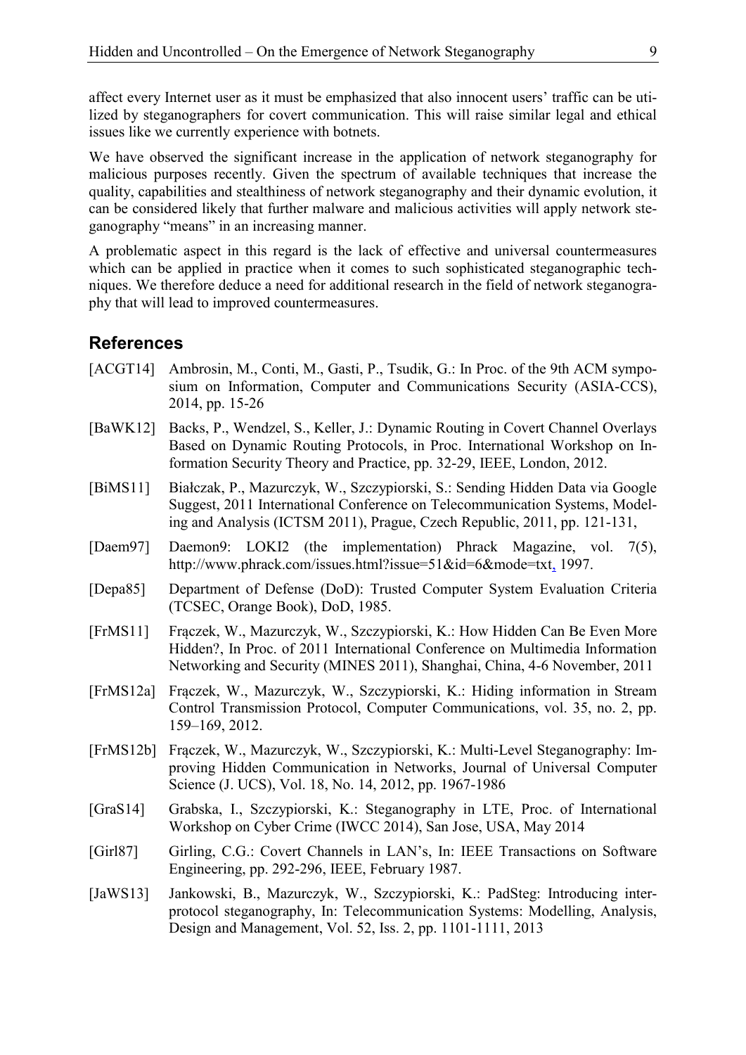affect every Internet user as it must be emphasized that also innocent users' traffic can be utilized by steganographers for covert communication. This will raise similar legal and ethical issues like we currently experience with botnets.

We have observed the significant increase in the application of network steganography for malicious purposes recently. Given the spectrum of available techniques that increase the quality, capabilities and stealthiness of network steganography and their dynamic evolution, it can be considered likely that further malware and malicious activities will apply network steganography "means" in an increasing manner.

A problematic aspect in this regard is the lack of effective and universal countermeasures which can be applied in practice when it comes to such sophisticated steganographic techniques. We therefore deduce a need for additional research in the field of network steganography that will lead to improved countermeasures.

## References

[ACGT14] Ambrosin, M., Conti, M., Gasti, P., Tsudik, G.: In Proc. of the 9th ACM symposium on Information, Computer and Communications Security (ASIA-CCS), 2014, pp. 15-26

[BaWK12] Backs, P., Wendzel, S., Keller, J.: Dynamic Routing in Covert Channel Overlays Based on Dynamic Routing Protocols, in Proc. International Workshop on Information Security Theory and Practice, pp. 32-29, IEEE, London, 2012.

[BiMS11] Białczak, P., Mazurczyk, W., Szczypiorski, S.: Sending Hidden Data via Google Suggest, 2011 International Conference on Telecommunication Systems, Modeling and Analysis (ICTSM 2011), Prague, Czech Republic, 2011, pp. 121-131,

[Daem97] Daemon9: LOKI2 (the implementation) Phrack Magazine, vol. 7(5), http://www.phrack.com/issues.html?issue=51&id=6&mode=txt, 1997.

[Depa85] Department of Defense (DoD): Trusted Computer System Evaluation Criteria (TCSEC, Orange Book), DoD, 1985.

[FrMS11] Frączek, W., Mazurczyk, W., Szczypiorski, K.: How Hidden Can Be Even More Hidden?, In Proc. of 2011 International Conference on Multimedia Information Networking and Security (MINES 2011), Shanghai, China, 4-6 November, 2011

[FrMS12a] Frączek, W., Mazurczyk, W., Szczypiorski, K.: Hiding information in Stream Control Transmission Protocol, Computer Communications, vol. 35, no. 2, pp. 159–169, 2012.

[FrMS12b] Frączek, W., Mazurczyk, W., Szczypiorski, K.: Multi-Level Steganography: Improving Hidden Communication in Networks, Journal of Universal Computer Science (J. UCS), Vol. 18, No. 14, 2012, pp. 1967-1986

[GraS14] Grabska, I., Szczypiorski, K.: Steganography in LTE, Proc. of International Workshop on Cyber Crime (IWCC 2014), San Jose, USA, May 2014

[Girl87] Girling, C.G.: Covert Channels in LAN's, In: IEEE Transactions on Software Engineering, pp. 292-296, IEEE, February 1987.

[JaWS13] Jankowski, B., Mazurczyk, W., Szczypiorski, K.: PadSteg: Introducing inter-protocol steganography, In: Telecommunication Systems: Modelling, Analysis, Design and Management, Vol. 52, Iss. 2, pp. 1101-1111, 2013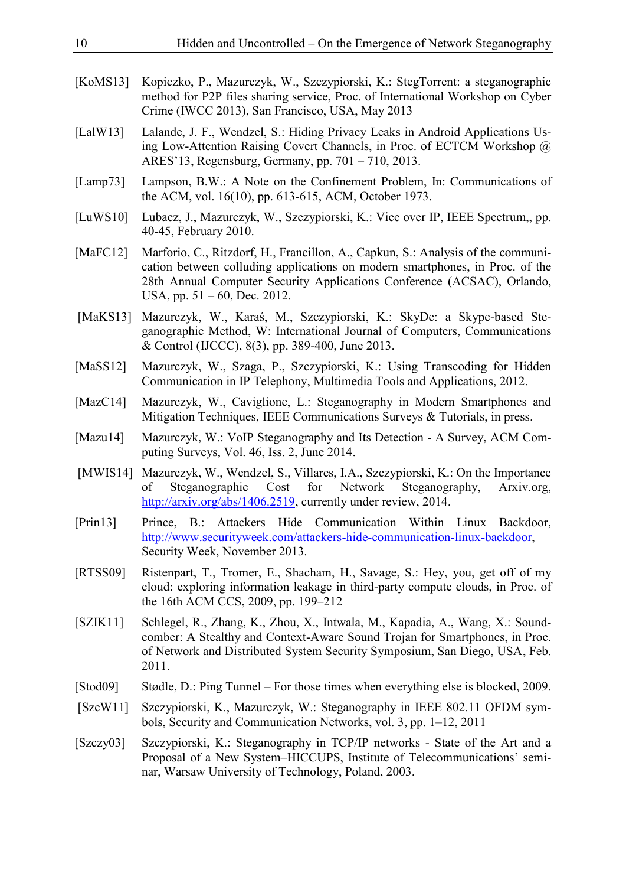[KoMS13] Kopiczko, P., Mazurczyk, W., Szczypiorski, K.: StegTorrent: a steganographic method for P2P files sharing service, Proc. of International Workshop on Cyber Crime (IWCC 2013), San Francisco, USA, May 2013

[LalW13] Lalande, J. F., Wendzel, S.: Hiding Privacy Leaks in Android Applications Using Low-Attention Raising Covert Channels, in Proc. of ECTCM Workshop @ ARES'13, Regensburg, Germany, pp. 701 – 710, 2013.

[Lamp73] Lampson, B.W.: A Note on the Confinement Problem, In: Communications of the ACM, vol. 16(10), pp. 613-615, ACM, October 1973.

[LuWS10] Lubacz, J., Mazurczyk, W., Szczypiorski, K.: Vice over IP, IEEE Spectrum,, pp. 40-45, February 2010.

[MaFC12] Marforio, C., Ritzdorf, H., Francillon, A., Capkun, S.: Analysis of the communication between colluding applications on modern smartphones, in Proc. of the 28th Annual Computer Security Applications Conference (ACSAC), Orlando, USA, pp. 51 – 60, Dec. 2012.

[MaKS13] Mazurczyk, W., Karaś, M., Szczypiorski, K.: SkyDe: a Skype-based Steganographic Method, W: International Journal of Computers, Communications & Control (IJCCC), 8(3), pp. 389-400, June 2013.

[MaSS12] Mazurczyk, W., Szaga, P., Szczypiorski, K.: Using Transcoding for Hidden Communication in IP Telephony, Multimedia Tools and Applications, 2012.

[MazC14] Mazurczyk, W., Caviglione, L.: Steganography in Modern Smartphones and Mitigation Techniques, IEEE Communications Surveys & Tutorials, in press.

[Mazu14] Mazurczyk, W.: VoIP Steganography and Its Detection - A Survey, ACM Computing Surveys, Vol. 46, Iss. 2, June 2014.

[MWIS14] Mazurczyk, W., Wendzel, S., Villares, I.A., Szczypiorski, K.: On the Importance of Steganographic Cost for Network Steganography, Arxiv.org, http://arxiv.org/abs/1406.2519, currently under review, 2014.

[Prin13] Prince, B.: Attackers Hide Communication Within Linux Backdoor, http://www.securityweek.com/attackers-hide-communication-linux-backdoor, Security Week, November 2013.

[RTSS09] Ristenpart, T., Tromer, E., Shacham, H., Savage, S.: Hey, you, get off of my cloud: exploring information leakage in third-party compute clouds, in Proc. of the 16th ACM CCS, 2009, pp. 199–212

[SZIK11] Schlegel, R., Zhang, K., Zhou, X., Intwala, M., Kapadia, A., Wang, X.: Soundcomber: A Stealthy and Context-Aware Sound Trojan for Smartphones, in Proc. of Network and Distributed System Security Symposium, San Diego, USA, Feb. 2011.

[Stod09] Stødle, D.: Ping Tunnel – For those times when everything else is blocked, 2009.

[SzcW11] Szczypiorski, K., Mazurczyk, W.: Steganography in IEEE 802.11 OFDM symbols, Security and Communication Networks, vol. 3, pp. 1–12, 2011

[Szczy03] Szczypiorski, K.: Steganography in TCP/IP networks - State of the Art and a Proposal of a New System–HICCUPS, Institute of Telecommunications' seminar, Warsaw University of Technology, Poland, 2003.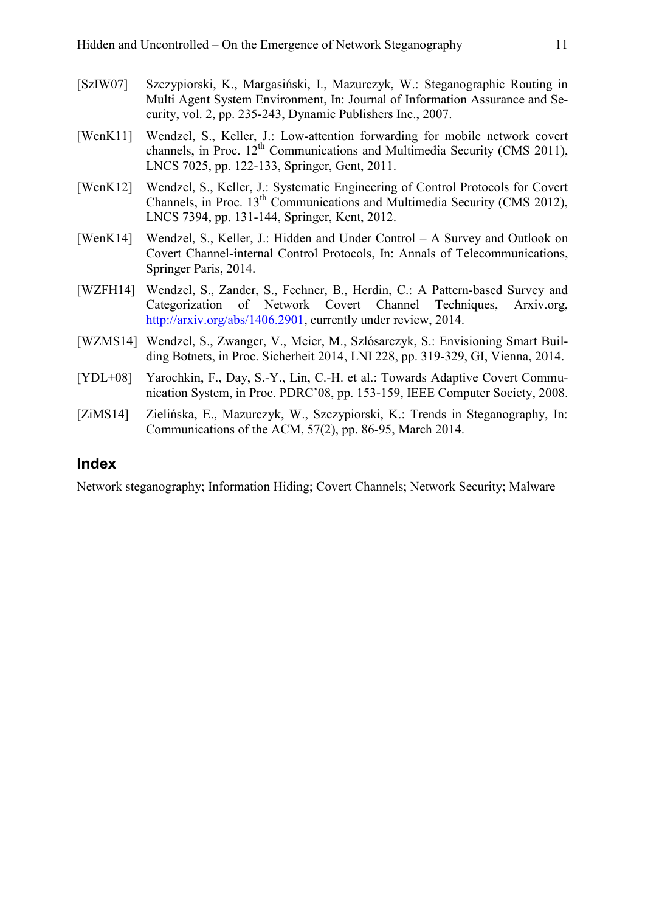[SzIW07] Szczypiorski, K., Margasiński, I., Mazurczyk, W.: Steganographic Routing in Multi Agent System Environment, In: Journal of Information Assurance and Security, vol. 2, pp. 235-243, Dynamic Publishers Inc., 2007.

[WenK11] Wendzel, S., Keller, J.: Low-attention forwarding for mobile network covert channels, in Proc. 12th Communications and Multimedia Security (CMS 2011), LNCS 7025, pp. 122-133, Springer, Gent, 2011.

[WenK12] Wendzel, S., Keller, J.: Systematic Engineering of Control Protocols for Covert Channels, in Proc. 13th Communications and Multimedia Security (CMS 2012), LNCS 7394, pp. 131-144, Springer, Kent, 2012.

[WenK14] Wendzel, S., Keller, J.: Hidden and Under Control – A Survey and Outlook on Covert Channel-internal Control Protocols, In: Annals of Telecommunications, Springer Paris, 2014.

[WZFH14] Wendzel, S., Zander, S., Fechner, B., Herdin, C.: A Pattern-based Survey and Categorization of Network Covert Channel Techniques, Arxiv.org, http://arxiv.org/abs/1406.2901, currently under review, 2014.

[WZMS14] Wendzel, S., Zwanger, V., Meier, M., Szlósarczyk, S.: Envisioning Smart Building Botnets, in Proc. Sicherheit 2014, LNI 228, pp. 319-329, GI, Vienna, 2014.

[YDL+08] Yarochkin, F., Day, S.-Y., Lin, C.-H. et al.: Towards Adaptive Covert Communication System, in Proc. PDRC'08, pp. 153-159, IEEE Computer Society, 2008.

[ZiMS14] Zielińska, E., Mazurczyk, W., Szczypiorski, K.: Trends in Steganography, In: Communications of the ACM, 57(2), pp. 86-95, March 2014.

## Index

Network steganography; Information Hiding; Covert Channels; Network Security; Malware